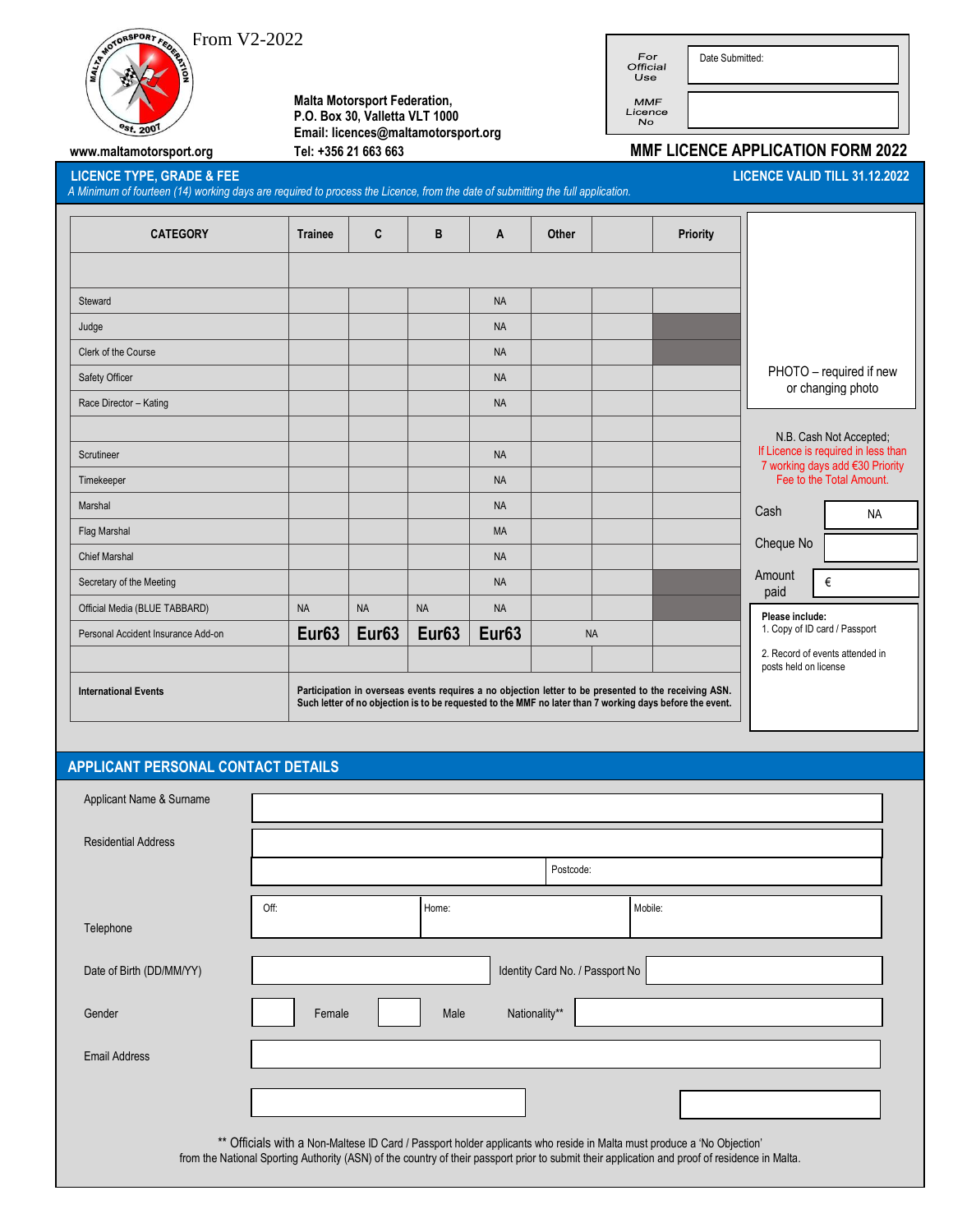From V2-2022

Malta Motorsport Federation,
P.O. Box 30, Valletta VLT 1000
Email: licences@maltamotorsport.org
Tel: +356 21 663 663

www.maltamotorsport.org

| For Official Use | Date Submitted: |
|---|---|
| MMF Licence No | |

# MMF LICENCE APPLICATION FORM 2022

## LICENCE TYPE, GRADE & FEE

**LICENCE VALID TILL 31.12.2022**

*A Minimum of fourteen (14) working days are required to process the Licence, from the date of submitting the full application.*

| CATEGORY | Trainee | C | B | A | Other | | Priority |
|---|---|---|---|---|---|---|---|
| | | | | | | | |
| Steward | | | | NA | | | |
| Judge | | | | NA | | | |
| Clerk of the Course | | | | NA | | | |
| Safety Officer | | | | NA | | | |
| Race Director – Kating | | | | NA | | | |
| | | | | | | | |
| Scrutineer | | | | NA | | | |
| Timekeeper | | | | NA | | | |
| Marshal | | | | NA | | | |
| Flag Marshal | | | | MA | | | |
| Chief Marshal | | | | NA | | | |
| Secretary of the Meeting | | | | NA | | | |
| Official Media (BLUE TABBARD) | NA | NA | NA | NA | | | |
| Personal Accident Insurance Add-on | Eur63 | Eur63 | Eur63 | Eur63 | NA | | |
| | | | | | | | |
| **International Events** | **Participation in overseas events requires a no objection letter to be presented to the receiving ASN. Such letter of no objection is to be requested to the MMF no later than 7 working days before the event.** | | | | | | |

PHOTO – required if new or changing photo

N.B. Cash Not Accepted;
If Licence is required in less than 7 working days add €30 Priority Fee to the Total Amount.

| | |
|---|---|
| Cash | NA |
| Cheque No | |
| Amount paid | € |

**Please include:**
1. Copy of ID card / Passport
2. Record of events attended in posts held on license

## APPLICANT PERSONAL CONTACT DETAILS

Applicant Name & Surname: 

Residential Address: 

Postcode: 

Telephone: Off: Home: Mobile:

Date of Birth (DD/MM/YY): Identity Card No. / Passport No:

Gender: Female Male Nationality**:

Email Address:

** Officials with a Non-Maltese ID Card / Passport holder applicants who reside in Malta must produce a 'No Objection' from the National Sporting Authority (ASN) of the country of their passport prior to submit their application and proof of residence in Malta.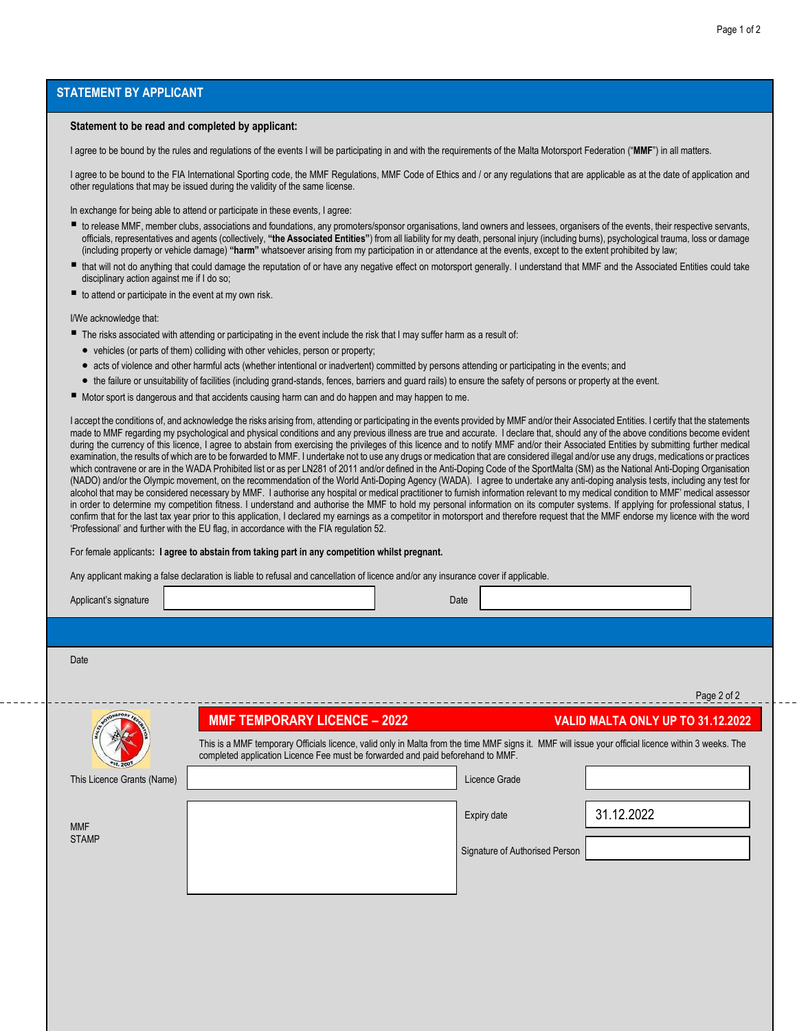## STATEMENT BY APPLICANT

**Statement to be read and completed by applicant:**

I agree to be bound by the rules and regulations of the events I will be participating in and with the requirements of the Malta Motorsport Federation ("**MMF**") in all matters.

I agree to be bound to the FIA International Sporting code, the MMF Regulations, MMF Code of Ethics and / or any regulations that are applicable as at the date of application and other regulations that may be issued during the validity of the same license.

In exchange for being able to attend or participate in these events, I agree:

- to release MMF, member clubs, associations and foundations, any promoters/sponsor organisations, land owners and lessees, organisers of the events, their respective servants, officials, representatives and agents (collectively, **"the Associated Entities"**) from all liability for my death, personal injury (including burns), psychological trauma, loss or damage (including property or vehicle damage) **"harm"** whatsoever arising from my participation in or attendance at the events, except to the extent prohibited by law;
- that will not do anything that could damage the reputation of or have any negative effect on motorsport generally. I understand that MMF and the Associated Entities could take disciplinary action against me if I do so;
- to attend or participate in the event at my own risk.

I/We acknowledge that:

- The risks associated with attending or participating in the event include the risk that I may suffer harm as a result of:
  - vehicles (or parts of them) colliding with other vehicles, person or property;
  - acts of violence and other harmful acts (whether intentional or inadvertent) committed by persons attending or participating in the events; and
  - the failure or unsuitability of facilities (including grand-stands, fences, barriers and guard rails) to ensure the safety of persons or property at the event.
- Motor sport is dangerous and that accidents causing harm can and do happen and may happen to me.

I accept the conditions of, and acknowledge the risks arising from, attending or participating in the events provided by MMF and/or their Associated Entities. I certify that the statements made to MMF regarding my psychological and physical conditions and any previous illness are true and accurate. I declare that, should any of the above conditions become evident during the currency of this licence, I agree to abstain from exercising the privileges of this licence and to notify MMF and/or their Associated Entities by submitting further medical examination, the results of which are to be forwarded to MMF. I undertake not to use any drugs or medication that are considered illegal and/or use any drugs, medications or practices which contravene or are in the WADA Prohibited list or as per LN281 of 2011 and/or defined in the Anti-Doping Code of the SportMalta (SM) as the National Anti-Doping Organisation (NADO) and/or the Olympic movement, on the recommendation of the World Anti-Doping Agency (WADA). I agree to undertake any anti-doping analysis tests, including any test for alcohol that may be considered necessary by MMF. I authorise any hospital or medical practitioner to furnish information relevant to my medical condition to MMF' medical assessor in order to determine my competition fitness. I understand and authorise the MMF to hold my personal information on its computer systems. If applying for professional status, I confirm that for the last tax year prior to this application, I declared my earnings as a competitor in motorsport and therefore request that the MMF endorse my licence with the word 'Professional' and further with the EU flag, in accordance with the FIA regulation 52.

For female applicants**: I agree to abstain from taking part in any competition whilst pregnant.**

Any applicant making a false declaration is liable to refusal and cancellation of licence and/or any insurance cover if applicable.

| | | | |
|---|---|---|---|
| Applicant's signature | | Date | |

Date

## MMF TEMPORARY LICENCE – 2022 — VALID MALTA ONLY UP TO 31.12.2022

This is a MMF temporary Officials licence, valid only in Malta from the time MMF signs it. MMF will issue your official licence within 3 weeks. The completed application Licence Fee must be forwarded and paid beforehand to MMF.

| | | | |
|---|---|---|---|
| This Licence Grants (Name) | | Licence Grade | |
| MMF STAMP | | Expiry date | 31.12.2022 |
| | | Signature of Authorised Person | |